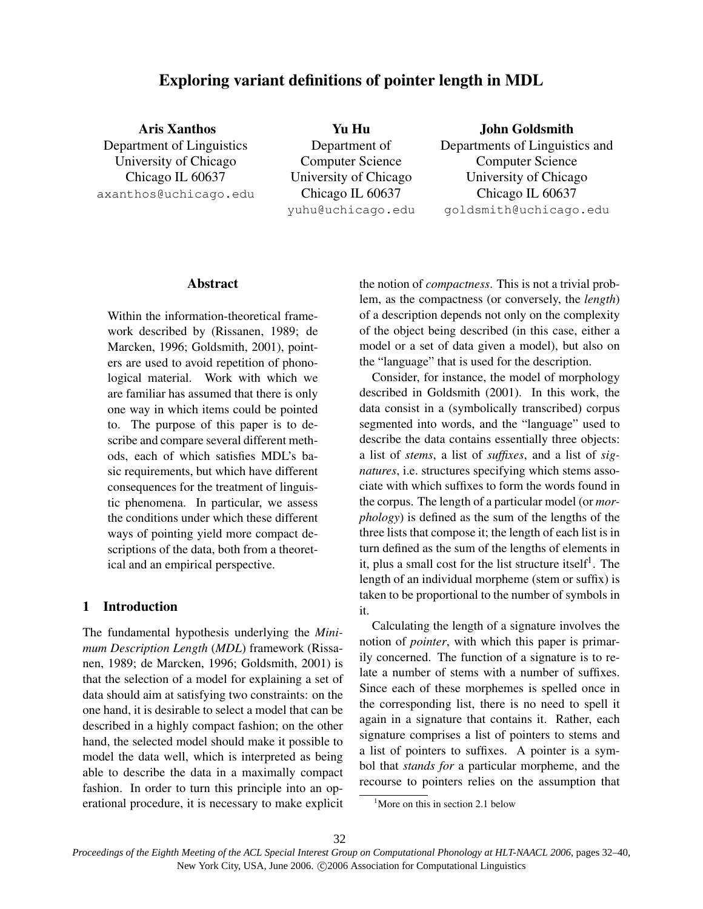# Exploring variant definitions of pointer length in MDL

**Aris Xanthos**
Department of Linguistics
University of Chicago
Chicago IL 60637
axanthos@uchicago.edu

**Yu Hu**
Department of Computer Science
University of Chicago
Chicago IL 60637
yuhu@uchicago.edu

**John Goldsmith**
Departments of Linguistics and Computer Science
University of Chicago
Chicago IL 60637
goldsmith@uchicago.edu

## Abstract

Within the information-theoretical framework described by (Rissanen, 1989; de Marcken, 1996; Goldsmith, 2001), pointers are used to avoid repetition of phonological material. Work with which we are familiar has assumed that there is only one way in which items could be pointed to. The purpose of this paper is to describe and compare several different methods, each of which satisfies MDL's basic requirements, but which have different consequences for the treatment of linguistic phenomena. In particular, we assess the conditions under which these different ways of pointing yield more compact descriptions of the data, both from a theoretical and an empirical perspective.

## 1 Introduction

The fundamental hypothesis underlying the *Minimum Description Length* (*MDL*) framework (Rissanen, 1989; de Marcken, 1996; Goldsmith, 2001) is that the selection of a model for explaining a set of data should aim at satisfying two constraints: on the one hand, it is desirable to select a model that can be described in a highly compact fashion; on the other hand, the selected model should make it possible to model the data well, which is interpreted as being able to describe the data in a maximally compact fashion. In order to turn this principle into an operational procedure, it is necessary to make explicit the notion of *compactness*. This is not a trivial problem, as the compactness (or conversely, the *length*) of a description depends not only on the complexity of the object being described (in this case, either a model or a set of data given a model), but also on the "language" that is used for the description.

Consider, for instance, the model of morphology described in Goldsmith (2001). In this work, the data consist in a (symbolically transcribed) corpus segmented into words, and the "language" used to describe the data contains essentially three objects: a list of *stems*, a list of *suffixes*, and a list of *signatures*, i.e. structures specifying which stems associate with which suffixes to form the words found in the corpus. The length of a particular model (or *morphology*) is defined as the sum of the lengths of the three lists that compose it; the length of each list is in turn defined as the sum of the lengths of elements in it, plus a small cost for the list structure itself[1]. The length of an individual morpheme (stem or suffix) is taken to be proportional to the number of symbols in it.

Calculating the length of a signature involves the notion of *pointer*, with which this paper is primarily concerned. The function of a signature is to relate a number of stems with a number of suffixes. Since each of these morphemes is spelled once in the corresponding list, there is no need to spell it again in a signature that contains it. Rather, each signature comprises a list of pointers to stems and a list of pointers to suffixes. A pointer is a symbol that *stands for* a particular morpheme, and the recourse to pointers relies on the assumption that

[1] More on this in section 2.1 below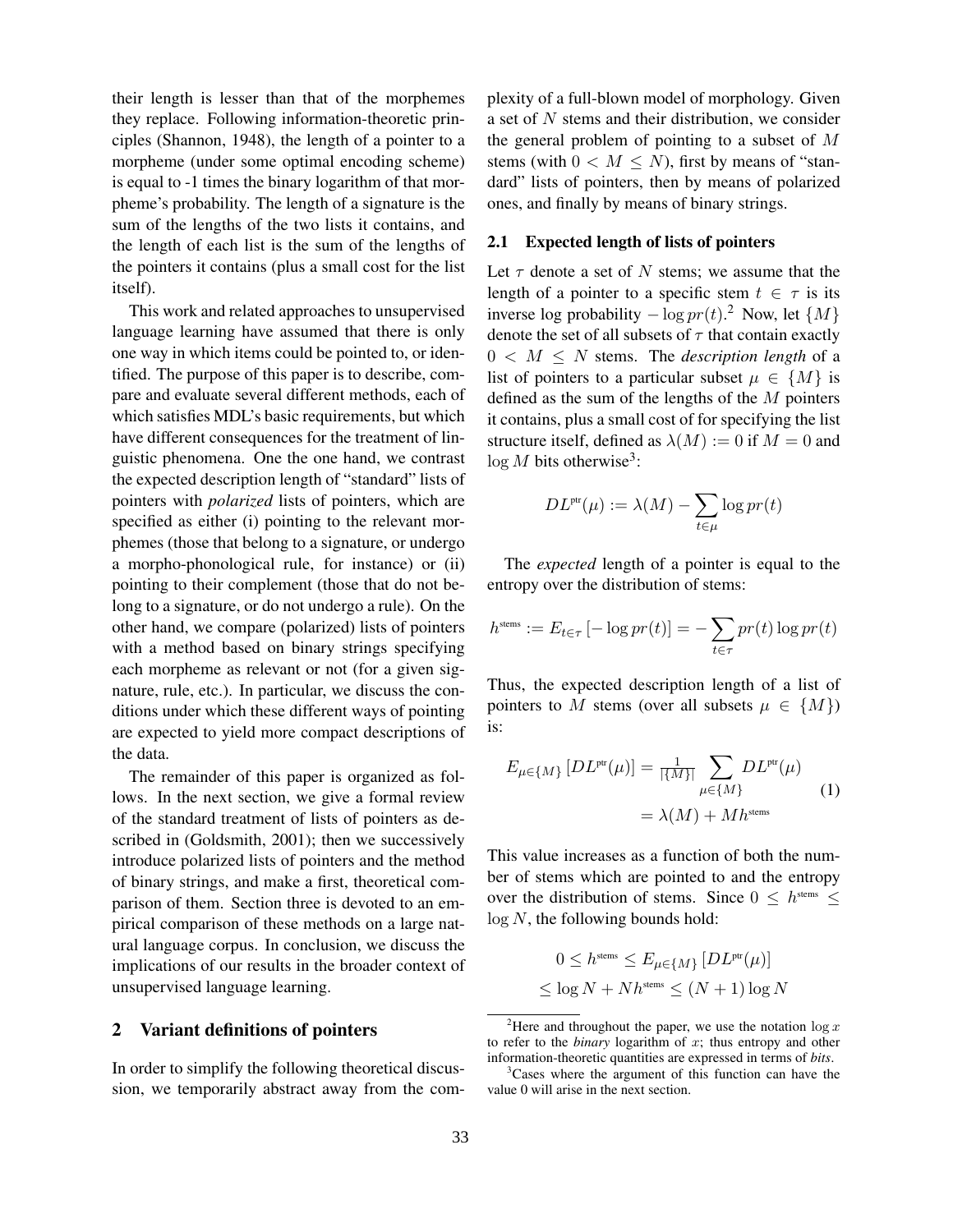their length is lesser than that of the morphemes they replace. Following information-theoretic principles (Shannon, 1948), the length of a pointer to a morpheme (under some optimal encoding scheme) is equal to -1 times the binary logarithm of that morpheme's probability. The length of a signature is the sum of the lengths of the two lists it contains, and the length of each list is the sum of the lengths of the pointers it contains (plus a small cost for the list itself).

This work and related approaches to unsupervised language learning have assumed that there is only one way in which items could be pointed to, or identified. The purpose of this paper is to describe, compare and evaluate several different methods, each of which satisfies MDL's basic requirements, but which have different consequences for the treatment of linguistic phenomena. One the one hand, we contrast the expected description length of "standard" lists of pointers with *polarized* lists of pointers, which are specified as either (i) pointing to the relevant morphemes (those that belong to a signature, or undergo a morpho-phonological rule, for instance) or (ii) pointing to their complement (those that do not belong to a signature, or do not undergo a rule). On the other hand, we compare (polarized) lists of pointers with a method based on binary strings specifying each morpheme as relevant or not (for a given signature, rule, etc.). In particular, we discuss the conditions under which these different ways of pointing are expected to yield more compact descriptions of the data.

The remainder of this paper is organized as follows. In the next section, we give a formal review of the standard treatment of lists of pointers as described in (Goldsmith, 2001); then we successively introduce polarized lists of pointers and the method of binary strings, and make a first, theoretical comparison of them. Section three is devoted to an empirical comparison of these methods on a large natural language corpus. In conclusion, we discuss the implications of our results in the broader context of unsupervised language learning.

## 2 Variant definitions of pointers

In order to simplify the following theoretical discussion, we temporarily abstract away from the complexity of a full-blown model of morphology. Given a set of $N$ stems and their distribution, we consider the general problem of pointing to a subset of $M$ stems (with $0 < M \leq N$), first by means of "standard" lists of pointers, then by means of polarized ones, and finally by means of binary strings.

### 2.1 Expected length of lists of pointers

Let $\tau$ denote a set of $N$ stems; we assume that the length of a pointer to a specific stem $t \in \tau$ is its inverse log probability $-\log pr(t)$.[2] Now, let $\{M\}$ denote the set of all subsets of $\tau$ that contain exactly $0 < M \leq N$ stems. The *description length* of a list of pointers to a particular subset $\mu \in \{M\}$ is defined as the sum of the lengths of the $M$ pointers it contains, plus a small cost of for specifying the list structure itself, defined as $\lambda(M) := 0$ if $M = 0$ and $\log M$ bits otherwise[3]:

$$DL^{\text{ptr}}(\mu) := \lambda(M) - \sum_{t \in \mu} \log pr(t)$$

The *expected* length of a pointer is equal to the entropy over the distribution of stems:

$$h^{\text{stems}} := E_{t \in \tau} \left[ -\log pr(t) \right] = -\sum_{t \in \tau} pr(t) \log pr(t)$$

Thus, the expected description length of a list of pointers to $M$ stems (over all subsets $\mu \in \{M\}$) is:

$$\begin{aligned} E_{\mu \in \{M\}} \left[ DL^{\text{ptr}}(\mu) \right] &= \tfrac{1}{|\{M\}|} \sum_{\mu \in \{M\}} DL^{\text{ptr}}(\mu) \\ &= \lambda(M) + M h^{\text{stems}} \end{aligned} \tag{1}$$

This value increases as a function of both the number of stems which are pointed to and the entropy over the distribution of stems. Since $0 \leq h^{\text{stems}} \leq \log N$, the following bounds hold:

$$\begin{aligned} 0 \leq h^{\text{stems}} &\leq E_{\mu \in \{M\}} \left[ DL^{\text{ptr}}(\mu) \right] \\ &\leq \log N + N h^{\text{stems}} \leq (N+1) \log N \end{aligned}$$

[2] Here and throughout the paper, we use the notation $\log x$ to refer to the *binary* logarithm of $x$; thus entropy and other information-theoretic quantities are expressed in terms of *bits*.

[3] Cases where the argument of this function can have the value 0 will arise in the next section.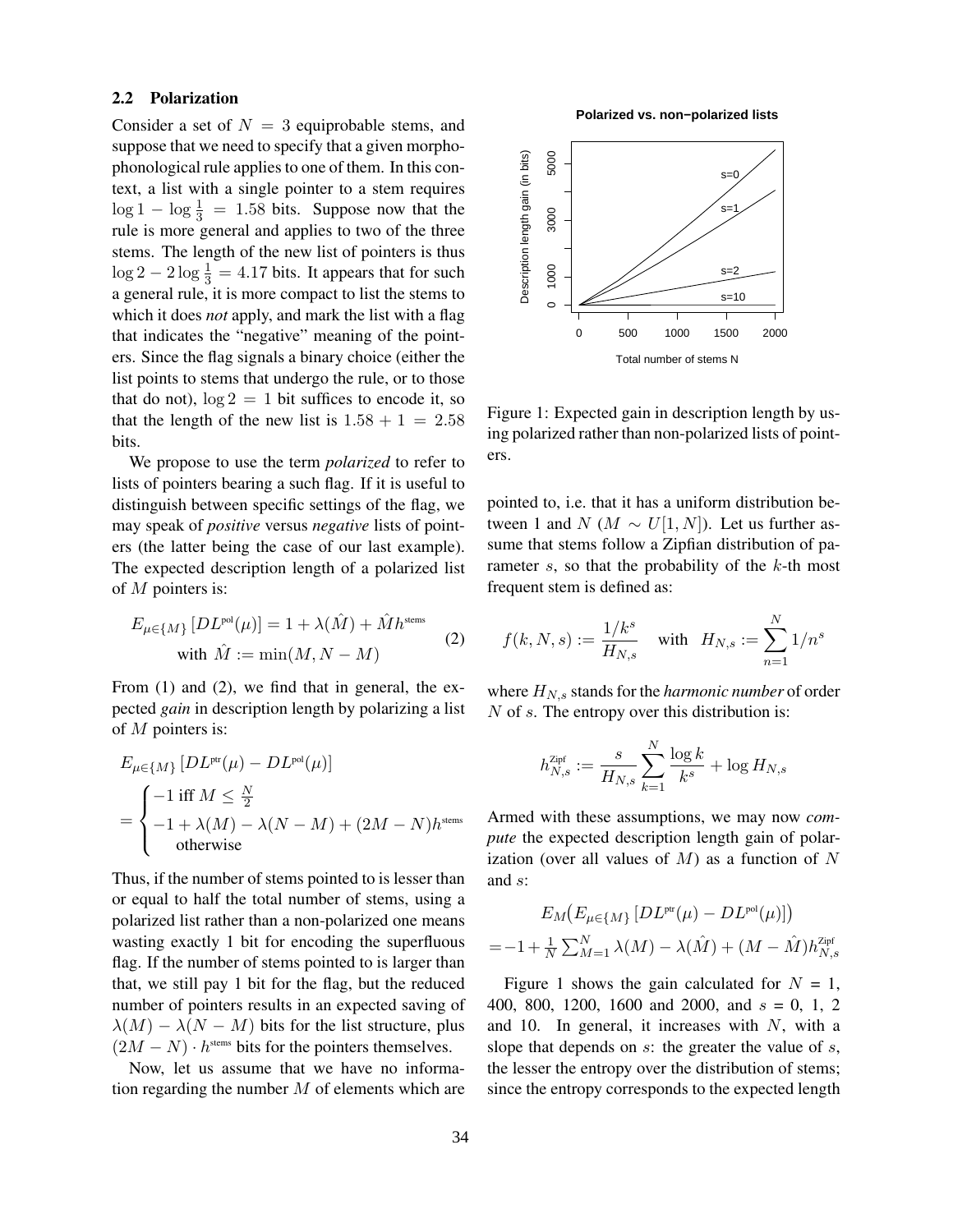## 2.2 Polarization

Consider a set of $N = 3$ equiprobable stems, and suppose that we need to specify that a given morphophonological rule applies to one of them. In this context, a list with a single pointer to a stem requires $\log 1 - \log \frac{1}{3} = 1.58$ bits. Suppose now that the rule is more general and applies to two of the three stems. The length of the new list of pointers is thus $\log 2 - 2 \log \frac{1}{3} = 4.17$ bits. It appears that for such a general rule, it is more compact to list the stems to which it does *not* apply, and mark the list with a flag that indicates the "negative" meaning of the pointers. Since the flag signals a binary choice (either the list points to stems that undergo the rule, or to those that do not), $\log 2 = 1$ bit suffices to encode it, so that the length of the new list is $1.58 + 1 = 2.58$ bits.

We propose to use the term *polarized* to refer to lists of pointers bearing a such flag. If it is useful to distinguish between specific settings of the flag, we may speak of *positive* versus *negative* lists of pointers (the latter being the case of our last example). The expected description length of a polarized list of $M$ pointers is:

$$E_{\mu \in \{M\}} \left[ DL^{\text{pol}}(\mu) \right] = 1 + \lambda(\hat{M}) + \hat{M} h^{\text{stems}} \quad \text{with } \hat{M} := \min(M, N - M) \tag{2}$$

From (1) and (2), we find that in general, the expected *gain* in description length by polarizing a list of $M$ pointers is:

$$E_{\mu \in \{M\}} \left[ DL^{\text{ptr}}(\mu) - DL^{\text{pol}}(\mu) \right] = \begin{cases} -1 \text{ iff } M \leq \frac{N}{2} \\ -1 + \lambda(M) - \lambda(N - M) + (2M - N) h^{\text{stems}} \\ \quad \text{otherwise} \end{cases}$$

Thus, if the number of stems pointed to is lesser than or equal to half the total number of stems, using a polarized list rather than a non-polarized one means wasting exactly 1 bit for encoding the superfluous flag. If the number of stems pointed to is larger than that, we still pay 1 bit for the flag, but the reduced number of pointers results in an expected saving of $\lambda(M) - \lambda(N - M)$ bits for the list structure, plus $(2M - N) \cdot h^{\text{stems}}$ bits for the pointers themselves.

Now, let us assume that we have no information regarding the number $M$ of elements which are pointed to, i.e. that it has a uniform distribution between 1 and $N$ ($M \sim U[1, N]$). Let us further assume that stems follow a Zipfian distribution of parameter $s$, so that the probability of the $k$-th most frequent stem is defined as:

$$f(k, N, s) := \frac{1/k^s}{H_{N,s}} \quad \text{with} \quad H_{N,s} := \sum_{n=1}^{N} 1/n^s$$

where $H_{N,s}$ stands for the *harmonic number* of order $N$ of $s$. The entropy over this distribution is:

$$h_{N,s}^{\text{Zipf}} := \frac{s}{H_{N,s}} \sum_{k=1}^{N} \frac{\log k}{k^s} + \log H_{N,s}$$

Armed with these assumptions, we may now *compute* the expected description length gain of polarization (over all values of $M$) as a function of $N$ and $s$:

$$E_M \big( E_{\mu \in \{M\}} \left[ DL^{\text{ptr}}(\mu) - DL^{\text{pol}}(\mu) \right] \big) = -1 + \tfrac{1}{N} \textstyle\sum_{M=1}^{N} \lambda(M) - \lambda(\hat{M}) + (M - \hat{M}) h_{N,s}^{\text{Zipf}}$$

**Polarized vs. non−polarized lists**

Figure 1: Expected gain in description length by using polarized rather than non-polarized lists of pointers.

Figure 1 shows the gain calculated for $N$ = 1, 400, 800, 1200, 1600 and 2000, and $s$ = 0, 1, 2 and 10. In general, it increases with $N$, with a slope that depends on $s$: the greater the value of $s$, the lesser the entropy over the distribution of stems; since the entropy corresponds to the expected length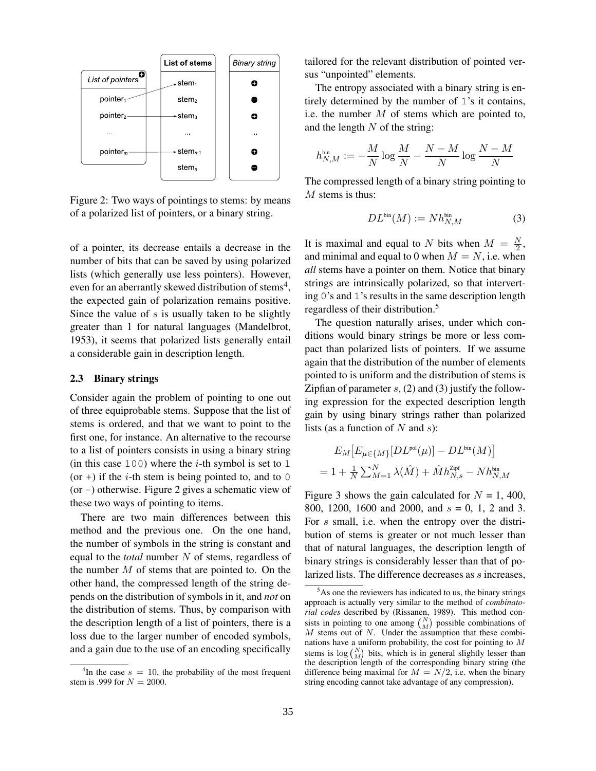Figure 2: Two ways of pointings to stems: by means of a polarized list of pointers, or a binary string.

of a pointer, its decrease entails a decrease in the number of bits that can be saved by using polarized lists (which generally use less pointers). However, even for an aberrantly skewed distribution of stems[4], the expected gain of polarization remains positive. Since the value of $s$ is usually taken to be slightly greater than 1 for natural languages (Mandelbrot, 1953), it seems that polarized lists generally entail a considerable gain in description length.

### 2.3 Binary strings

Consider again the problem of pointing to one out of three equiprobable stems. Suppose that the list of stems is ordered, and that we want to point to the first one, for instance. An alternative to the recourse to a list of pointers consists in using a binary string (in this case `100`) where the $i$-th symbol is set to `1` (or +) if the $i$-th stem is being pointed to, and to `0` (or −) otherwise. Figure 2 gives a schematic view of these two ways of pointing to items.

There are two main differences between this method and the previous one. On the one hand, the number of symbols in the string is constant and equal to the *total* number $N$ of stems, regardless of the number $M$ of stems that are pointed to. On the other hand, the compressed length of the string depends on the distribution of symbols in it, and *not* on the distribution of stems. Thus, by comparison with the description length of a list of pointers, there is a loss due to the larger number of encoded symbols, and a gain due to the use of an encoding specifically tailored for the relevant distribution of pointed versus "unpointed" elements.

The entropy associated with a binary string is entirely determined by the number of `1`'s it contains, i.e. the number $M$ of stems which are pointed to, and the length $N$ of the string:

$$h^{\text{bin}}_{N,M} := -\frac{M}{N}\log\frac{M}{N} - \frac{N-M}{N}\log\frac{N-M}{N}$$

The compressed length of a binary string pointing to $M$ stems is thus:

$$DL^{\text{bin}}(M) := N h^{\text{bin}}_{N,M} \tag{3}$$

It is maximal and equal to $N$ bits when $M = \frac{N}{2}$, and minimal and equal to 0 when $M = N$, i.e. when *all* stems have a pointer on them. Notice that binary strings are intrinsically polarized, so that interverting `0`'s and `1`'s results in the same description length regardless of their distribution.[5]

The question naturally arises, under which conditions would binary strings be more or less compact than polarized lists of pointers. If we assume again that the distribution of the number of elements pointed to is uniform and the distribution of stems is Zipfian of parameter $s$, (2) and (3) justify the following expression for the expected description length gain by using binary strings rather than polarized lists (as a function of $N$ and $s$):

$$E_M\big[E_{\mu\in\{M\}}[DL^{\text{pol}}(\mu)] - DL^{\text{bin}}(M)\big]$$
$$= 1 + \tfrac{1}{N}\textstyle\sum_{M=1}^{N}\lambda(\hat{M}) + \hat{M}h^{\text{Zipf}}_{N,s} - Nh^{\text{bin}}_{N,M}$$

Figure 3 shows the gain calculated for $N$ = 1, 400, 800, 1200, 1600 and 2000, and $s$ = 0, 1, 2 and 3. For $s$ small, i.e. when the entropy over the distribution of stems is greater or not much lesser than that of natural languages, the description length of binary strings is considerably lesser than that of polarized lists. The difference decreases as $s$ increases,

[4] In the case $s = 10$, the probability of the most frequent stem is .999 for $N = 2000$.

[5] As one the reviewers has indicated to us, the binary strings approach is actually very similar to the method of *combinatorial codes* described by (Rissanen, 1989). This method consists in pointing to one among $\binom{N}{M}$ possible combinations of $M$ stems out of $N$. Under the assumption that these combinations have a uniform probability, the cost for pointing to $M$ stems is $\log\binom{N}{M}$ bits, which is in general slightly lesser than the description length of the corresponding binary string (the difference being maximal for $M = N/2$, i.e. when the binary string encoding cannot take advantage of any compression).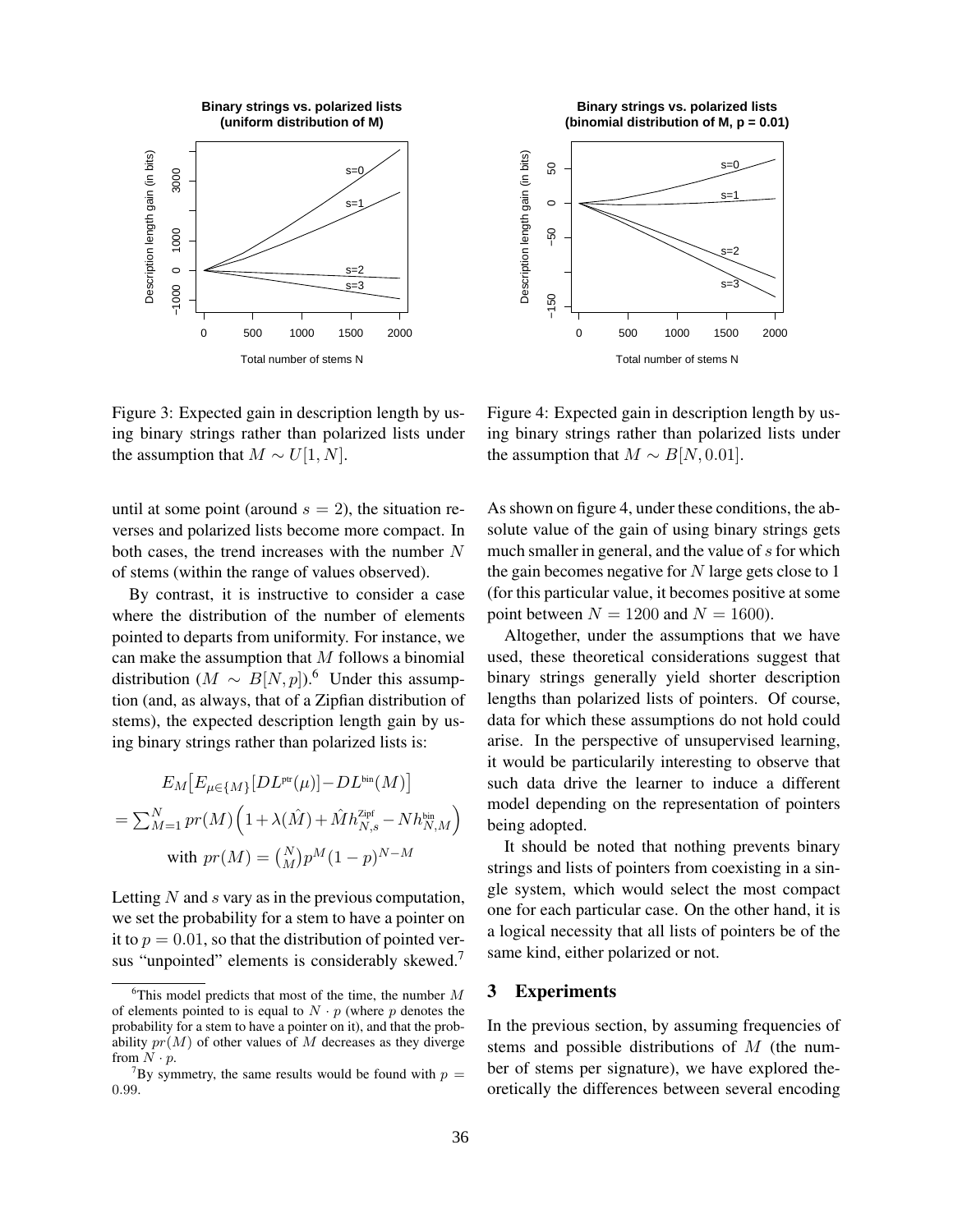Figure 3: Expected gain in description length by using binary strings rather than polarized lists under the assumption that $M \sim U[1, N]$.

Figure 4: Expected gain in description length by using binary strings rather than polarized lists under the assumption that $M \sim B[N, 0.01]$.

until at some point (around $s = 2$), the situation reverses and polarized lists become more compact. In both cases, the trend increases with the number $N$ of stems (within the range of values observed).

By contrast, it is instructive to consider a case where the distribution of the number of elements pointed to departs from uniformity. For instance, we can make the assumption that $M$ follows a binomial distribution ($M \sim B[N, p]$).[6] Under this assumption (and, as always, that of a Zipfian distribution of stems), the expected description length gain by using binary strings rather than polarized lists is:

$$E_M\big[E_{\mu \in \{M\}}[DL^{\text{ptr}}(\mu)] - DL^{\text{bin}}(M)\big]$$
$$= \sum_{M=1}^{N} pr(M)\Big(1 + \lambda(\hat{M}) + \hat{M}h^{\text{Zipf}}_{N,s} - Nh^{\text{bin}}_{N,M}\Big)$$
$$\text{with } pr(M) = \tbinom{N}{M} p^M (1-p)^{N-M}$$

Letting $N$ and $s$ vary as in the previous computation, we set the probability for a stem to have a pointer on it to $p = 0.01$, so that the distribution of pointed versus "unpointed" elements is considerably skewed.[7]

As shown on figure 4, under these conditions, the absolute value of the gain of using binary strings gets much smaller in general, and the value of $s$ for which the gain becomes negative for $N$ large gets close to 1 (for this particular value, it becomes positive at some point between $N = 1200$ and $N = 1600$).

Altogether, under the assumptions that we have used, these theoretical considerations suggest that binary strings generally yield shorter description lengths than polarized lists of pointers. Of course, data for which these assumptions do not hold could arise. In the perspective of unsupervised learning, it would be particularily interesting to observe that such data drive the learner to induce a different model depending on the representation of pointers being adopted.

It should be noted that nothing prevents binary strings and lists of pointers from coexisting in a single system, which would select the most compact one for each particular case. On the other hand, it is a logical necessity that all lists of pointers be of the same kind, either polarized or not.

## 3 Experiments

In the previous section, by assuming frequencies of stems and possible distributions of $M$ (the number of stems per signature), we have explored theoretically the differences between several encoding

---

[6] This model predicts that most of the time, the number $M$ of elements pointed to is equal to $N \cdot p$ (where $p$ denotes the probability for a stem to have a pointer on it), and that the probability $pr(M)$ of other values of $M$ decreases as they diverge from $N \cdot p$.

[7] By symmetry, the same results would be found with $p = 0.99$.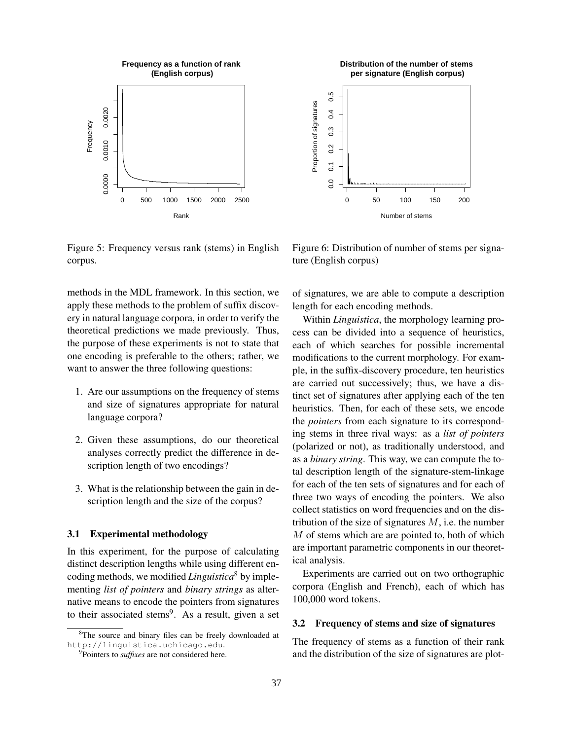Figure 5: Frequency versus rank (stems) in English corpus.

Figure 6: Distribution of number of stems per signature (English corpus)

methods in the MDL framework. In this section, we apply these methods to the problem of suffix discovery in natural language corpora, in order to verify the theoretical predictions we made previously. Thus, the purpose of these experiments is not to state that one encoding is preferable to the others; rather, we want to answer the three following questions:

1. Are our assumptions on the frequency of stems and size of signatures appropriate for natural language corpora?
2. Given these assumptions, do our theoretical analyses correctly predict the difference in description length of two encodings?
3. What is the relationship between the gain in description length and the size of the corpus?

### 3.1 Experimental methodology

In this experiment, for the purpose of calculating distinct description lengths while using different encoding methods, we modified *Linguistica*[8] by implementing *list of pointers* and *binary strings* as alternative means to encode the pointers from signatures to their associated stems[9]. As a result, given a set of signatures, we are able to compute a description length for each encoding methods.

Within *Linguistica*, the morphology learning process can be divided into a sequence of heuristics, each of which searches for possible incremental modifications to the current morphology. For example, in the suffix-discovery procedure, ten heuristics are carried out successively; thus, we have a distinct set of signatures after applying each of the ten heuristics. Then, for each of these sets, we encode the *pointers* from each signature to its corresponding stems in three rival ways: as a *list of pointers* (polarized or not), as traditionally understood, and as a *binary string*. This way, we can compute the total description length of the signature-stem-linkage for each of the ten sets of signatures and for each of three two ways of encoding the pointers. We also collect statistics on word frequencies and on the distribution of the size of signatures $M$, i.e. the number $M$ of stems which are are pointed to, both of which are important parametric components in our theoretical analysis.

Experiments are carried out on two orthographic corpora (English and French), each of which has 100,000 word tokens.

### 3.2 Frequency of stems and size of signatures

The frequency of stems as a function of their rank and the distribution of the size of signatures are plot-

[8] The source and binary files can be freely downloaded at http://linguistica.uchicago.edu.

[9] Pointers to *suffixes* are not considered here.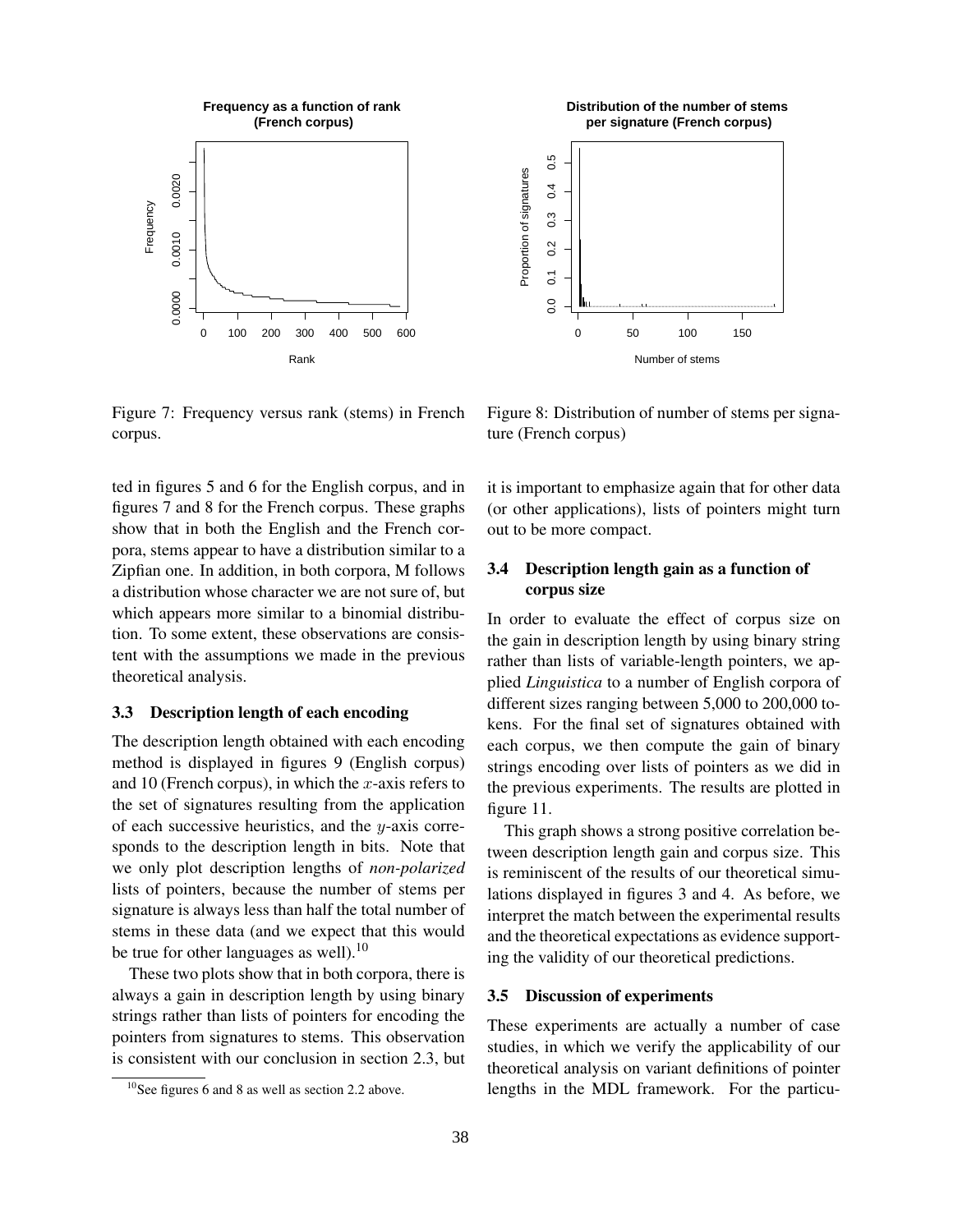Figure 7: Frequency versus rank (stems) in French corpus.

Figure 8: Distribution of number of stems per signature (French corpus)

ted in figures 5 and 6 for the English corpus, and in figures 7 and 8 for the French corpus. These graphs show that in both the English and the French corpora, stems appear to have a distribution similar to a Zipfian one. In addition, in both corpora, M follows a distribution whose character we are not sure of, but which appears more similar to a binomial distribution. To some extent, these observations are consistent with the assumptions we made in the previous theoretical analysis.

### 3.3 Description length of each encoding

The description length obtained with each encoding method is displayed in figures 9 (English corpus) and 10 (French corpus), in which the $x$-axis refers to the set of signatures resulting from the application of each successive heuristics, and the $y$-axis corresponds to the description length in bits. Note that we only plot description lengths of *non-polarized* lists of pointers, because the number of stems per signature is always less than half the total number of stems in these data (and we expect that this would be true for other languages as well).[10]

These two plots show that in both corpora, there is always a gain in description length by using binary strings rather than lists of pointers for encoding the pointers from signatures to stems. This observation is consistent with our conclusion in section 2.3, but it is important to emphasize again that for other data (or other applications), lists of pointers might turn out to be more compact.

### 3.4 Description length gain as a function of corpus size

In order to evaluate the effect of corpus size on the gain in description length by using binary string rather than lists of variable-length pointers, we applied *Linguistica* to a number of English corpora of different sizes ranging between 5,000 to 200,000 tokens. For the final set of signatures obtained with each corpus, we then compute the gain of binary strings encoding over lists of pointers as we did in the previous experiments. The results are plotted in figure 11.

This graph shows a strong positive correlation between description length gain and corpus size. This is reminiscent of the results of our theoretical simulations displayed in figures 3 and 4. As before, we interpret the match between the experimental results and the theoretical expectations as evidence supporting the validity of our theoretical predictions.

### 3.5 Discussion of experiments

These experiments are actually a number of case studies, in which we verify the applicability of our theoretical analysis on variant definitions of pointer lengths in the MDL framework. For the particu-

[10] See figures 6 and 8 as well as section 2.2 above.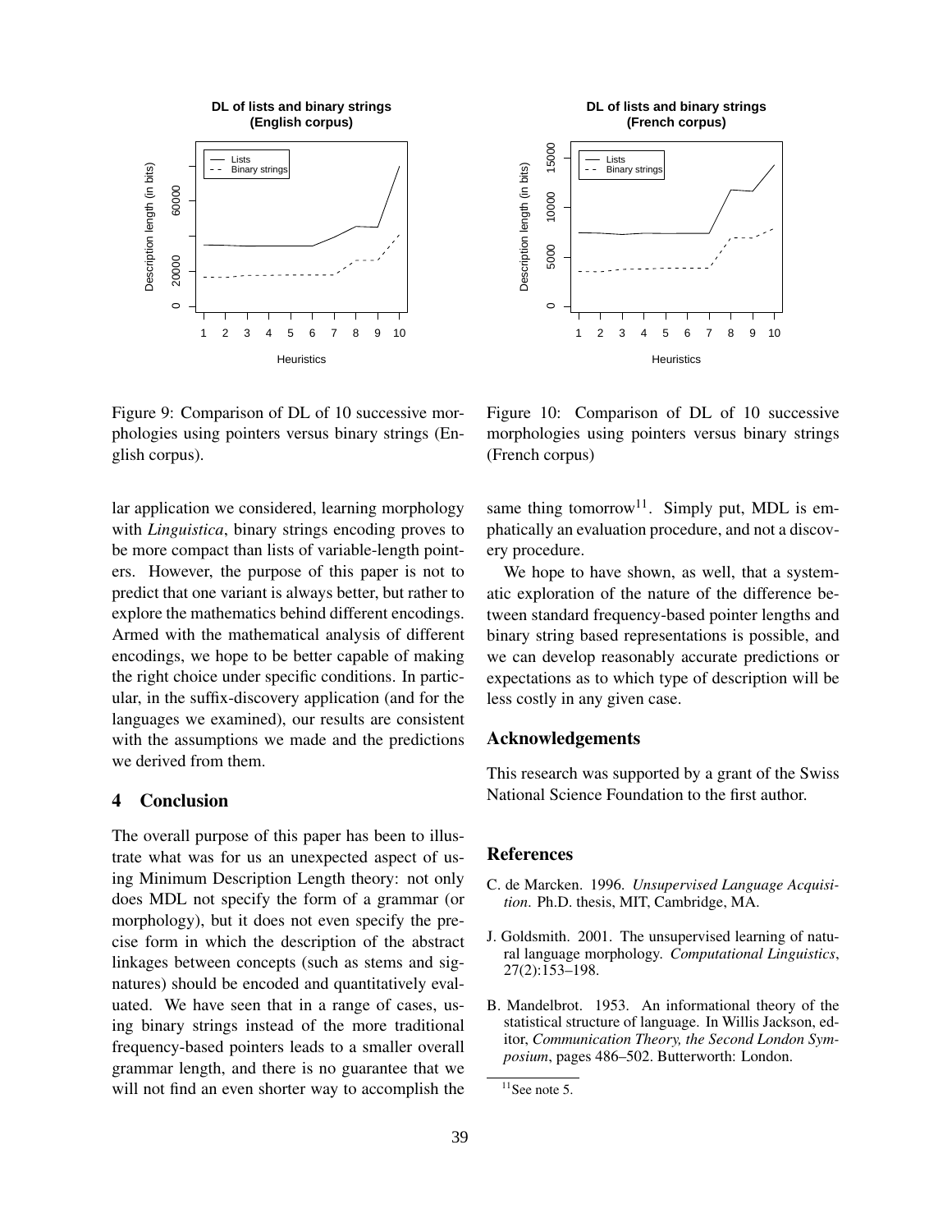Figure 9: Comparison of DL of 10 successive morphologies using pointers versus binary strings (English corpus).

Figure 10: Comparison of DL of 10 successive morphologies using pointers versus binary strings (French corpus)

lar application we considered, learning morphology with *Linguistica*, binary strings encoding proves to be more compact than lists of variable-length pointers. However, the purpose of this paper is not to predict that one variant is always better, but rather to explore the mathematics behind different encodings. Armed with the mathematical analysis of different encodings, we hope to be better capable of making the right choice under specific conditions. In particular, in the suffix-discovery application (and for the languages we examined), our results are consistent with the assumptions we made and the predictions we derived from them.

## 4 Conclusion

The overall purpose of this paper has been to illustrate what was for us an unexpected aspect of using Minimum Description Length theory: not only does MDL not specify the form of a grammar (or morphology), but it does not even specify the precise form in which the description of the abstract linkages between concepts (such as stems and signatures) should be encoded and quantitatively evaluated. We have seen that in a range of cases, using binary strings instead of the more traditional frequency-based pointers leads to a smaller overall grammar length, and there is no guarantee that we will not find an even shorter way to accomplish the same thing tomorrow[11]. Simply put, MDL is emphatically an evaluation procedure, and not a discovery procedure.

We hope to have shown, as well, that a systematic exploration of the nature of the difference between standard frequency-based pointer lengths and binary string based representations is possible, and we can develop reasonably accurate predictions or expectations as to which type of description will be less costly in any given case.

## Acknowledgements

This research was supported by a grant of the Swiss National Science Foundation to the first author.

## References

C. de Marcken. 1996. *Unsupervised Language Acquisition*. Ph.D. thesis, MIT, Cambridge, MA.

J. Goldsmith. 2001. The unsupervised learning of natural language morphology. *Computational Linguistics*, 27(2):153–198.

B. Mandelbrot. 1953. An informational theory of the statistical structure of language. In Willis Jackson, editor, *Communication Theory, the Second London Symposium*, pages 486–502. Butterworth: London.

[11] See note 5.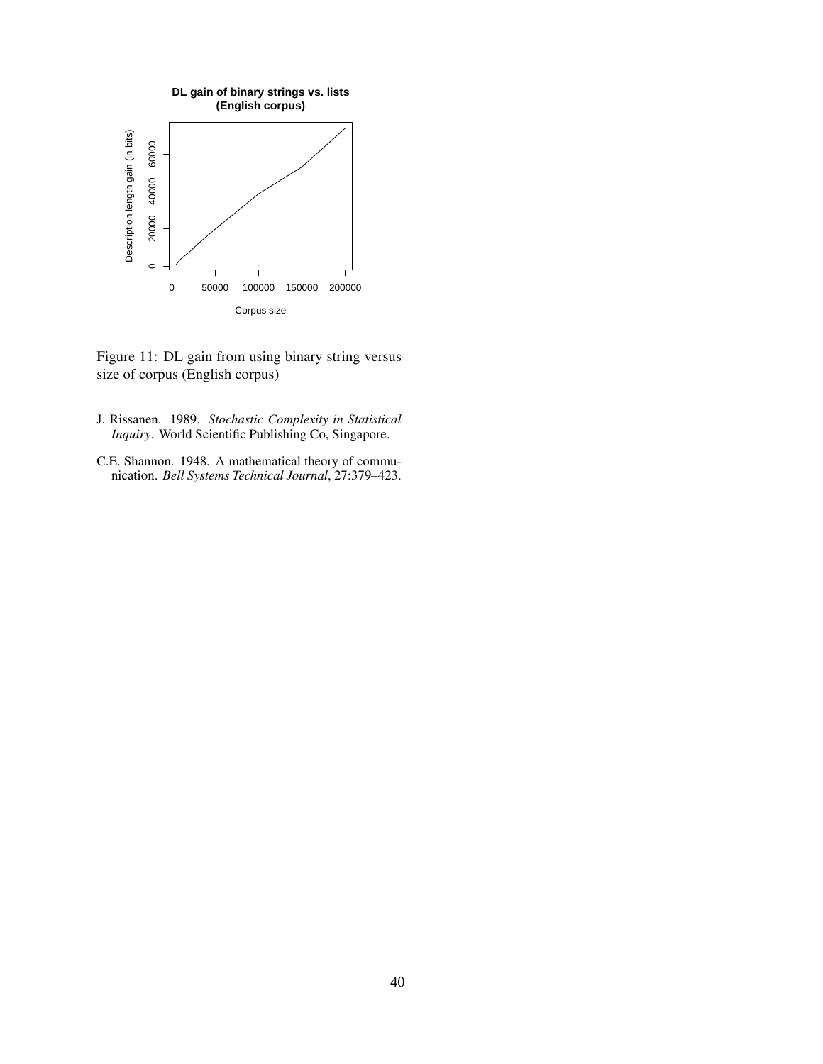DL gain of binary strings vs. lists
(English corpus)

Description length gain (in bits)

0
20000
40000
60000

0
50000
100000
150000
200000

Corpus size

Figure 11: DL gain from using binary string versus size of corpus (English corpus)

J. Rissanen. 1989. *Stochastic Complexity in Statistical Inquiry*. World Scientific Publishing Co, Singapore.

C.E. Shannon. 1948. A mathematical theory of communication. *Bell Systems Technical Journal*, 27:379–423.